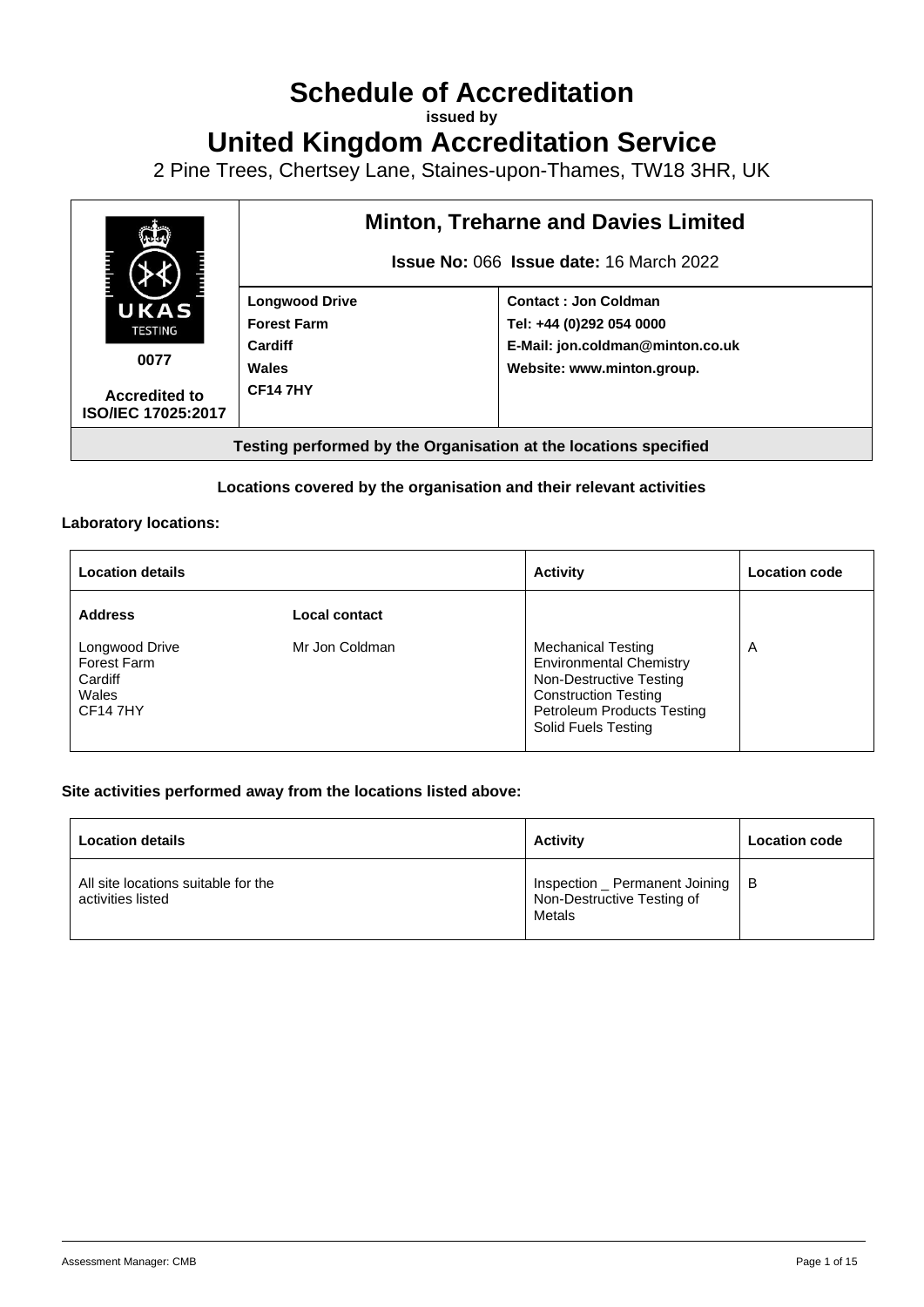# Schedule of Accreditation

**issued by**

# United Kingdom Accreditation Service

2 Pine Trees, Chertsey Lane, Staines-upon-Thames, TW18 3HR, UK

| UKAS TESTING 0077 Accredited to ISO/IEC 17025:2017 | **Minton, Treharne and Davies Limited** **Issue No:** 066 **Issue date:** 16 March 2022 | |
|---|---|---|
| | **Longwood Drive** **Forest Farm** **Cardiff** **Wales** **CF14 7HY** | **Contact : Jon Coldman** **Tel: +44 (0)292 054 0000** **E-Mail: jon.coldman@minton.co.uk** **Website: www.minton.group.** |
| **Testing performed by the Organisation at the locations specified** | | |

**Locations covered by the organisation and their relevant activities**

**Laboratory locations:**

| Location details | | Activity | Location code |
|---|---|---|---|
| **Address** | **Local contact** | | |
| Longwood Drive Forest Farm Cardiff Wales CF14 7HY | Mr Jon Coldman | Mechanical Testing Environmental Chemistry Non-Destructive Testing Construction Testing Petroleum Products Testing Solid Fuels Testing | A |

**Site activities performed away from the locations listed above:**

| Location details | Activity | Location code |
|---|---|---|
| All site locations suitable for the activities listed | Inspection _ Permanent Joining Non-Destructive Testing of Metals | B |

Assessment Manager: CMB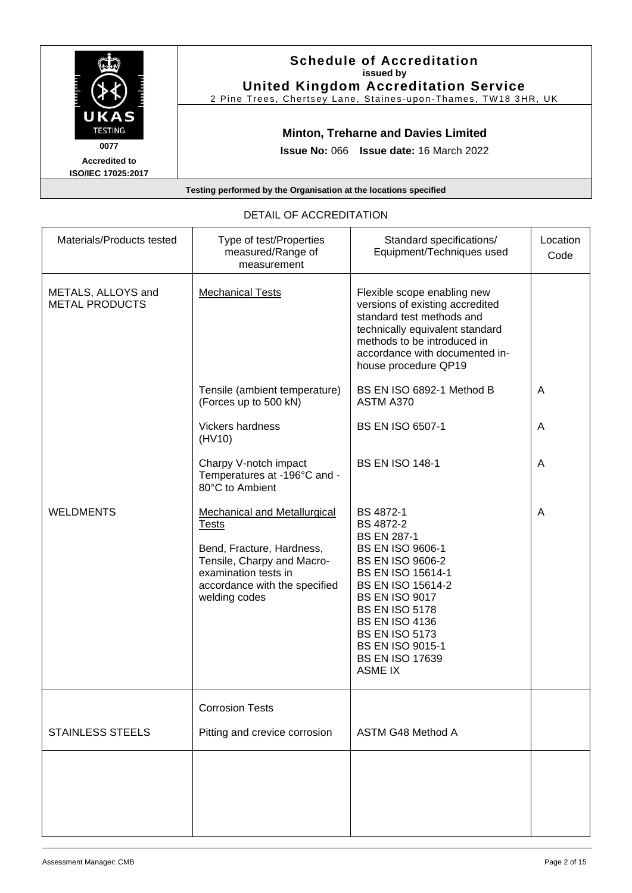# Schedule of Accreditation

issued by

**United Kingdom Accreditation Service**

2 Pine Trees, Chertsey Lane, Staines-upon-Thames, TW18 3HR, UK

UKAS TESTING 0077

Accredited to ISO/IEC 17025:2017

**Minton, Treharne and Davies Limited**

**Issue No:** 066 **Issue date:** 16 March 2022

**Testing performed by the Organisation at the locations specified**

DETAIL OF ACCREDITATION

| Materials/Products tested | Type of test/Properties measured/Range of measurement | Standard specifications/ Equipment/Techniques used | Location Code |
|---|---|---|---|
| METALS, ALLOYS and METAL PRODUCTS | Mechanical Tests | Flexible scope enabling new versions of existing accredited standard test methods and technically equivalent standard methods to be introduced in accordance with documented in-house procedure QP19 | |
| | Tensile (ambient temperature) (Forces up to 500 kN) | BS EN ISO 6892-1 Method B<br>ASTM A370 | A |
| | Vickers hardness (HV10) | BS EN ISO 6507-1 | A |
| | Charpy V-notch impact Temperatures at -196°C and -80°C to Ambient | BS EN ISO 148-1 | A |
| WELDMENTS | Mechanical and Metallurgical Tests<br><br>Bend, Fracture, Hardness, Tensile, Charpy and Macro-examination tests in accordance with the specified welding codes | BS 4872-1<br>BS 4872-2<br>BS EN 287-1<br>BS EN ISO 9606-1<br>BS EN ISO 9606-2<br>BS EN ISO 15614-1<br>BS EN ISO 15614-2<br>BS EN ISO 9017<br>BS EN ISO 5178<br>BS EN ISO 4136<br>BS EN ISO 5173<br>BS EN ISO 9015-1<br>BS EN ISO 17639<br>ASME IX | A |
| | Corrosion Tests | | |
| STAINLESS STEELS | Pitting and crevice corrosion | ASTM G48 Method A | |

Assessment Manager: CMB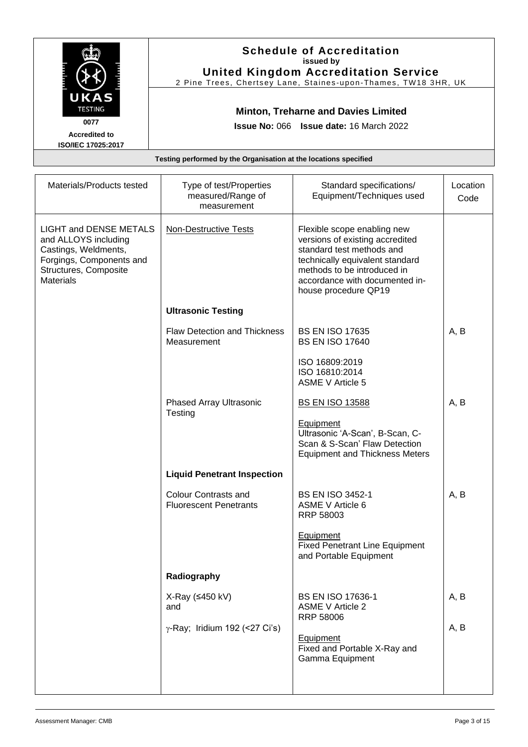# Schedule of Accreditation

**issued by**

**United Kingdom Accreditation Service**

2 Pine Trees, Chertsey Lane, Staines-upon-Thames, TW18 3HR, UK

UKAS TESTING 0077

**Accredited to ISO/IEC 17025:2017**

## Minton, Treharne and Davies Limited

**Issue No:** 066 **Issue date:** 16 March 2022

**Testing performed by the Organisation at the locations specified**

| Materials/Products tested | Type of test/Properties measured/Range of measurement | Standard specifications/ Equipment/Techniques used | Location Code |
|---|---|---|---|
| LIGHT and DENSE METALS and ALLOYS including Castings, Weldments, Forgings, Components and Structures, Composite Materials | Non-Destructive Tests | Flexible scope enabling new versions of existing accredited standard test methods and technically equivalent standard methods to be introduced in accordance with documented in-house procedure QP19 | |
| | **Ultrasonic Testing** | | |
| | Flaw Detection and Thickness Measurement | BS EN ISO 17635<br>BS EN ISO 17640<br><br>ISO 16809:2019<br>ISO 16810:2014<br>ASME V Article 5 | A, B |
| | Phased Array Ultrasonic Testing | BS EN ISO 13588<br><br>Equipment<br>Ultrasonic 'A-Scan', B-Scan, C-Scan & S-Scan' Flaw Detection Equipment and Thickness Meters | A, B |
| | **Liquid Penetrant Inspection** | | |
| | Colour Contrasts and Fluorescent Penetrants | BS EN ISO 3452-1<br>ASME V Article 6<br>RRP 58003<br><br>Equipment<br>Fixed Penetrant Line Equipment and Portable Equipment | A, B |
| | **Radiography** | | |
| | X-Ray (≤450 kV)<br>and | BS EN ISO 17636-1<br>ASME V Article 2<br>RRP 58006 | A, B |
| | $\gamma$-Ray; Iridium 192 (<27 Ci's) | Equipment<br>Fixed and Portable X-Ray and Gamma Equipment | A, B |

Assessment Manager: CMB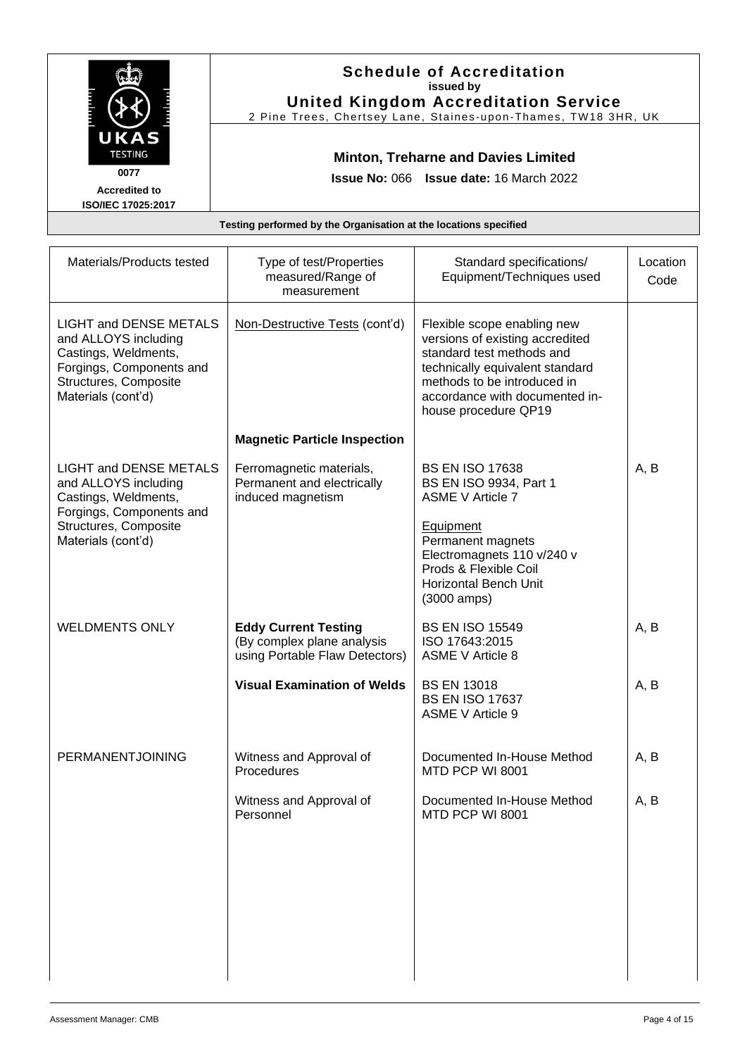# Schedule of Accreditation
**issued by**
**United Kingdom Accreditation Service**
2 Pine Trees, Chertsey Lane, Staines-upon-Thames, TW18 3HR, UK

UKAS TESTING
0077
**Accredited to ISO/IEC 17025:2017**

## Minton, Treharne and Davies Limited

**Issue No:** 066 **Issue date:** 16 March 2022

**Testing performed by the Organisation at the locations specified**

| Materials/Products tested | Type of test/Properties measured/Range of measurement | Standard specifications/ Equipment/Techniques used | Location Code |
|---|---|---|---|
| LIGHT and DENSE METALS and ALLOYS including Castings, Weldments, Forgings, Components and Structures, Composite Materials (cont'd) | Non-Destructive Tests (cont'd) | Flexible scope enabling new versions of existing accredited standard test methods and technically equivalent standard methods to be introduced in accordance with documented in-house procedure QP19 | |
| | **Magnetic Particle Inspection** | | |
| LIGHT and DENSE METALS and ALLOYS including Castings, Weldments, Forgings, Components and Structures, Composite Materials (cont'd) | Ferromagnetic materials, Permanent and electrically induced magnetism | BS EN ISO 17638<br>BS EN ISO 9934, Part 1<br>ASME V Article 7<br><br>Equipment<br>Permanent magnets<br>Electromagnets 110 v/240 v<br>Prods & Flexible Coil<br>Horizontal Bench Unit (3000 amps) | A, B |
| WELDMENTS ONLY | **Eddy Current Testing** (By complex plane analysis using Portable Flaw Detectors) | BS EN ISO 15549<br>ISO 17643:2015<br>ASME V Article 8 | A, B |
| | **Visual Examination of Welds** | BS EN 13018<br>BS EN ISO 17637<br>ASME V Article 9 | A, B |
| PERMANENTJOINING | Witness and Approval of Procedures | Documented In-House Method MTD PCP WI 8001 | A, B |
| | Witness and Approval of Personnel | Documented In-House Method MTD PCP WI 8001 | A, B |

Assessment Manager: CMB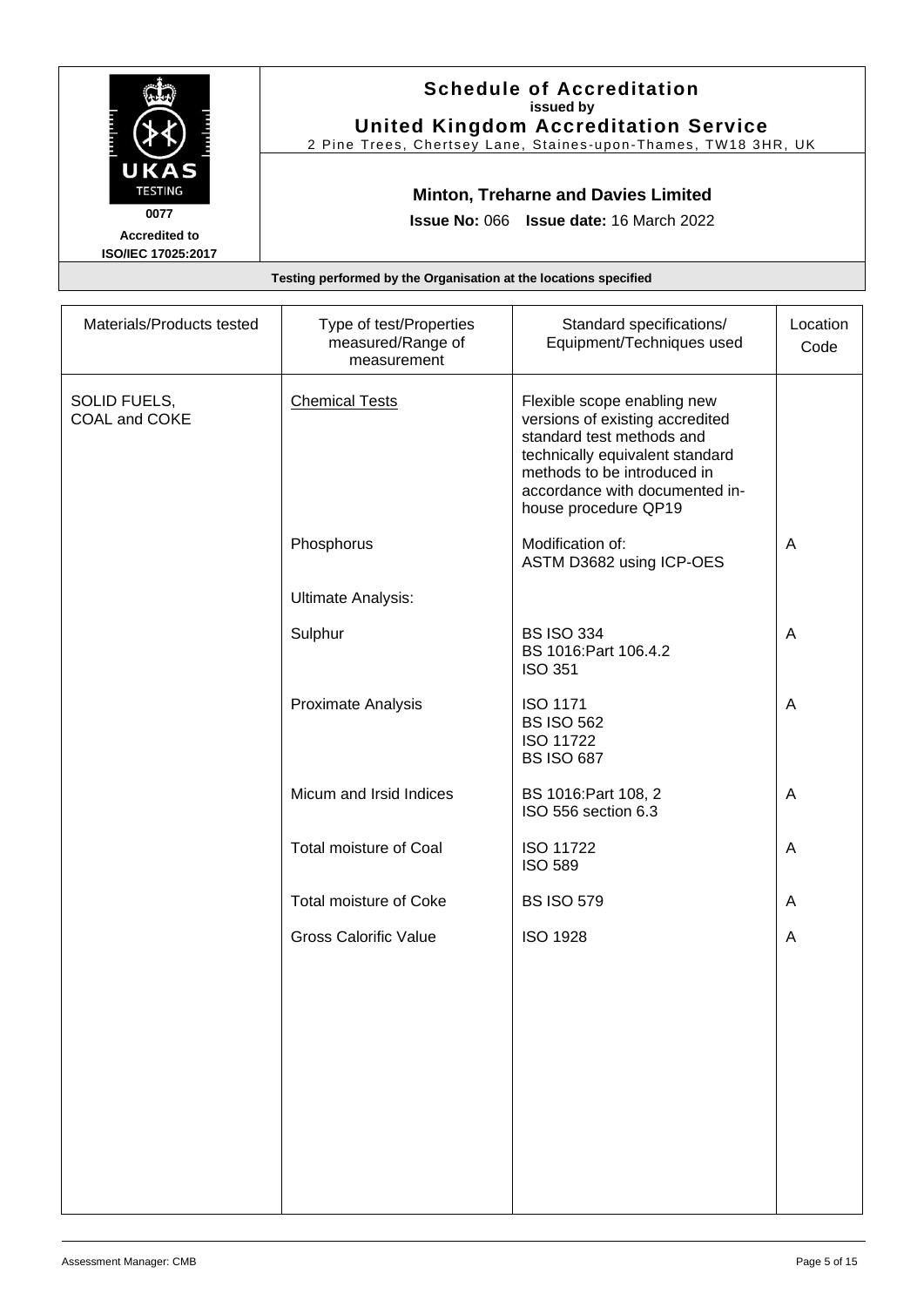# Schedule of Accreditation
**issued by**
**United Kingdom Accreditation Service**
2 Pine Trees, Chertsey Lane, Staines-upon-Thames, TW18 3HR, UK

UKAS TESTING
**0077**
**Accredited to ISO/IEC 17025:2017**

## Minton, Treharne and Davies Limited

**Issue No:** 066 **Issue date:** 16 March 2022

**Testing performed by the Organisation at the locations specified**

| Materials/Products tested | Type of test/Properties measured/Range of measurement | Standard specifications/ Equipment/Techniques used | Location Code |
|---|---|---|---|
| SOLID FUELS, COAL and COKE | Chemical Tests | Flexible scope enabling new versions of existing accredited standard test methods and technically equivalent standard methods to be introduced in accordance with documented in-house procedure QP19 | |
| | Phosphorus | Modification of: ASTM D3682 using ICP-OES | A |
| | Ultimate Analysis: | | |
| | Sulphur | BS ISO 334<br>BS 1016:Part 106.4.2<br>ISO 351 | A |
| | Proximate Analysis | ISO 1171<br>BS ISO 562<br>ISO 11722<br>BS ISO 687 | A |
| | Micum and Irsid Indices | BS 1016:Part 108, 2<br>ISO 556 section 6.3 | A |
| | Total moisture of Coal | ISO 11722<br>ISO 589 | A |
| | Total moisture of Coke | BS ISO 579 | A |
| | Gross Calorific Value | ISO 1928 | A |

Assessment Manager: CMB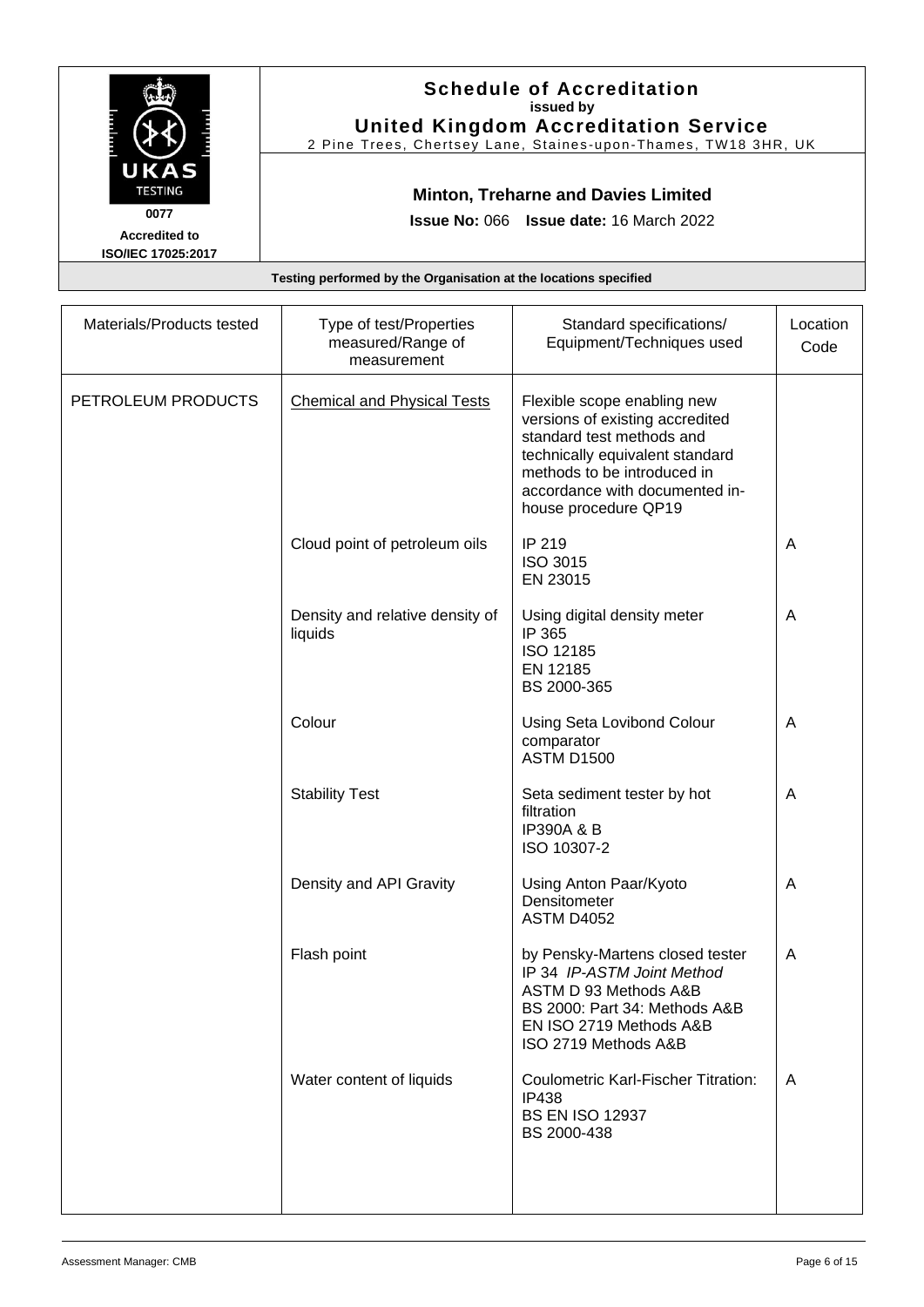# Schedule of Accreditation
**issued by**
**United Kingdom Accreditation Service**
2 Pine Trees, Chertsey Lane, Staines-upon-Thames, TW18 3HR, UK

**0077**
**Accredited to ISO/IEC 17025:2017**

## Minton, Treharne and Davies Limited

**Issue No:** 066 **Issue date:** 16 March 2022

**Testing performed by the Organisation at the locations specified**

| Materials/Products tested | Type of test/Properties measured/Range of measurement | Standard specifications/ Equipment/Techniques used | Location Code |
|---|---|---|---|
| PETROLEUM PRODUCTS | Chemical and Physical Tests | Flexible scope enabling new versions of existing accredited standard test methods and technically equivalent standard methods to be introduced in accordance with documented in-house procedure QP19 | |
| | Cloud point of petroleum oils | IP 219<br>ISO 3015<br>EN 23015 | A |
| | Density and relative density of liquids | Using digital density meter<br>IP 365<br>ISO 12185<br>EN 12185<br>BS 2000-365 | A |
| | Colour | Using Seta Lovibond Colour comparator<br>ASTM D1500 | A |
| | Stability Test | Seta sediment tester by hot filtration<br>IP390A & B<br>ISO 10307-2 | A |
| | Density and API Gravity | Using Anton Paar/Kyoto Densitometer<br>ASTM D4052 | A |
| | Flash point | by Pensky-Martens closed tester<br>IP 34 *IP-ASTM Joint Method*<br>ASTM D 93 Methods A&B<br>BS 2000: Part 34: Methods A&B<br>EN ISO 2719 Methods A&B<br>ISO 2719 Methods A&B | A |
| | Water content of liquids | Coulometric Karl-Fischer Titration:<br>IP438<br>BS EN ISO 12937<br>BS 2000-438 | A |

Assessment Manager: CMB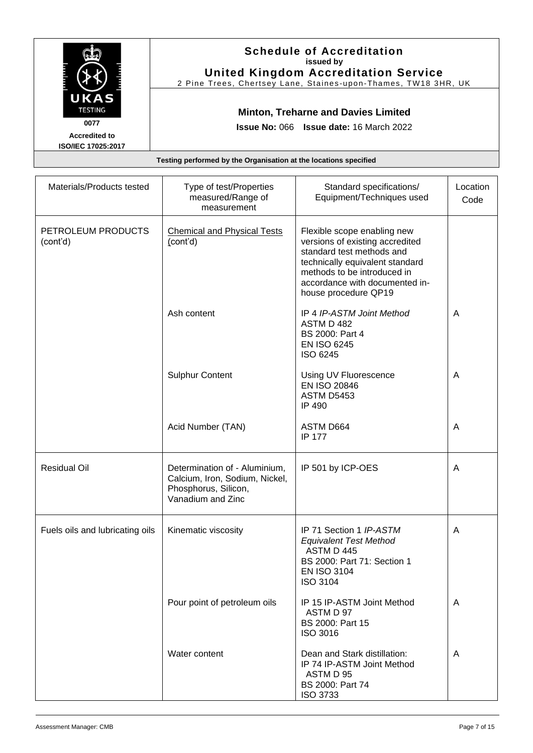# Schedule of Accreditation
**issued by**
**United Kingdom Accreditation Service**
2 Pine Trees, Chertsey Lane, Staines-upon-Thames, TW18 3HR, UK

UKAS TESTING
**0077**
**Accredited to ISO/IEC 17025:2017**

## Minton, Treharne and Davies Limited

**Issue No:** 066 **Issue date:** 16 March 2022

**Testing performed by the Organisation at the locations specified**

| Materials/Products tested | Type of test/Properties measured/Range of measurement | Standard specifications/ Equipment/Techniques used | Location Code |
|---|---|---|---|
| PETROLEUM PRODUCTS (cont'd) | Chemical and Physical Tests (cont'd) | Flexible scope enabling new versions of existing accredited standard test methods and technically equivalent standard methods to be introduced in accordance with documented in-house procedure QP19 | |
| | Ash content | IP 4 *IP-ASTM Joint Method* ASTM D 482 BS 2000: Part 4 EN ISO 6245 ISO 6245 | A |
| | Sulphur Content | Using UV Fluorescence EN ISO 20846 ASTM D5453 IP 490 | A |
| | Acid Number (TAN) | ASTM D664 IP 177 | A |
| Residual Oil | Determination of - Aluminium, Calcium, Iron, Sodium, Nickel, Phosphorus, Silicon, Vanadium and Zinc | IP 501 by ICP-OES | A |
| Fuels oils and lubricating oils | Kinematic viscosity | IP 71 Section 1 *IP-ASTM Equivalent Test Method* ASTM D 445 BS 2000: Part 71: Section 1 EN ISO 3104 ISO 3104 | A |
| | Pour point of petroleum oils | IP 15 IP-ASTM Joint Method ASTM D 97 BS 2000: Part 15 ISO 3016 | A |
| | Water content | Dean and Stark distillation: IP 74 IP-ASTM Joint Method ASTM D 95 BS 2000: Part 74 ISO 3733 | A |

Assessment Manager: CMB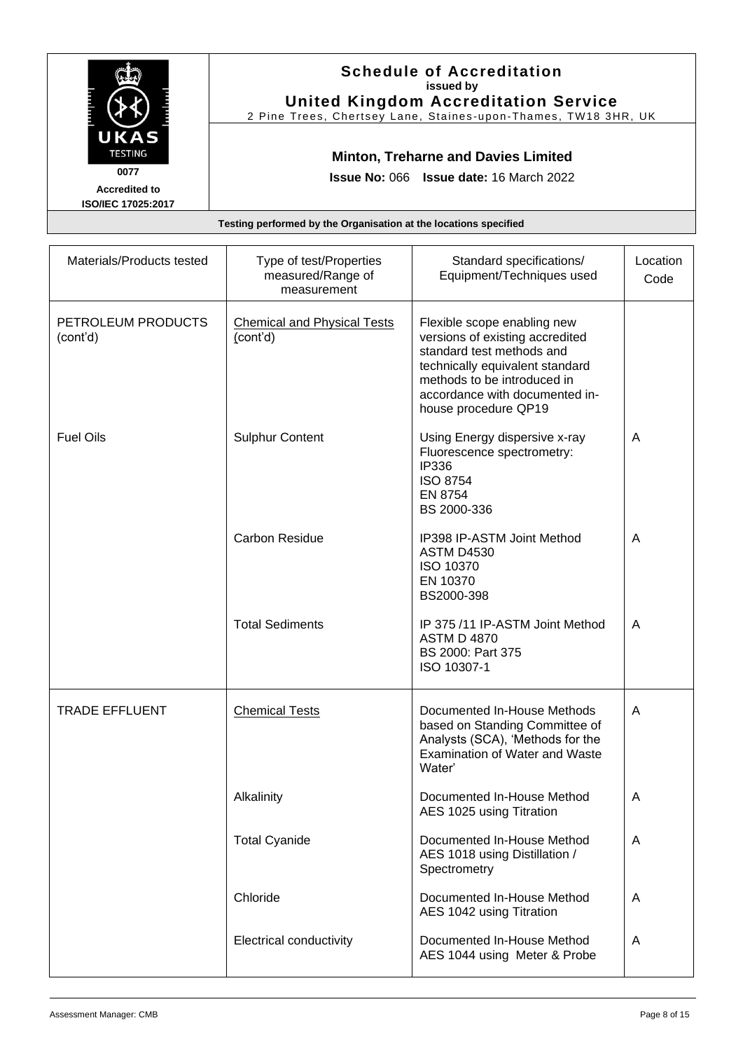**Schedule of Accreditation**
**issued by**
**United Kingdom Accreditation Service**
2 Pine Trees, Chertsey Lane, Staines-upon-Thames, TW18 3HR, UK

UKAS TESTING 0077
Accredited to ISO/IEC 17025:2017

**Minton, Treharne and Davies Limited**

**Issue No:** 066 **Issue date:** 16 March 2022

**Testing performed by the Organisation at the locations specified**

| Materials/Products tested | Type of test/Properties measured/Range of measurement | Standard specifications/ Equipment/Techniques used | Location Code |
|---|---|---|---|
| PETROLEUM PRODUCTS (cont'd) | Chemical and Physical Tests (cont'd) | Flexible scope enabling new versions of existing accredited standard test methods and technically equivalent standard methods to be introduced in accordance with documented in-house procedure QP19 | |
| Fuel Oils | Sulphur Content | Using Energy dispersive x-ray Fluorescence spectrometry: IP336 ISO 8754 EN 8754 BS 2000-336 | A |
| | Carbon Residue | IP398 IP-ASTM Joint Method ASTM D4530 ISO 10370 EN 10370 BS2000-398 | A |
| | Total Sediments | IP 375 /11 IP-ASTM Joint Method ASTM D 4870 BS 2000: Part 375 ISO 10307-1 | A |
| TRADE EFFLUENT | Chemical Tests | Documented In-House Methods based on Standing Committee of Analysts (SCA), 'Methods for the Examination of Water and Waste Water' | A |
| | Alkalinity | Documented In-House Method AES 1025 using Titration | A |
| | Total Cyanide | Documented In-House Method AES 1018 using Distillation / Spectrometry | A |
| | Chloride | Documented In-House Method AES 1042 using Titration | A |
| | Electrical conductivity | Documented In-House Method AES 1044 using Meter & Probe | A |

Assessment Manager: CMB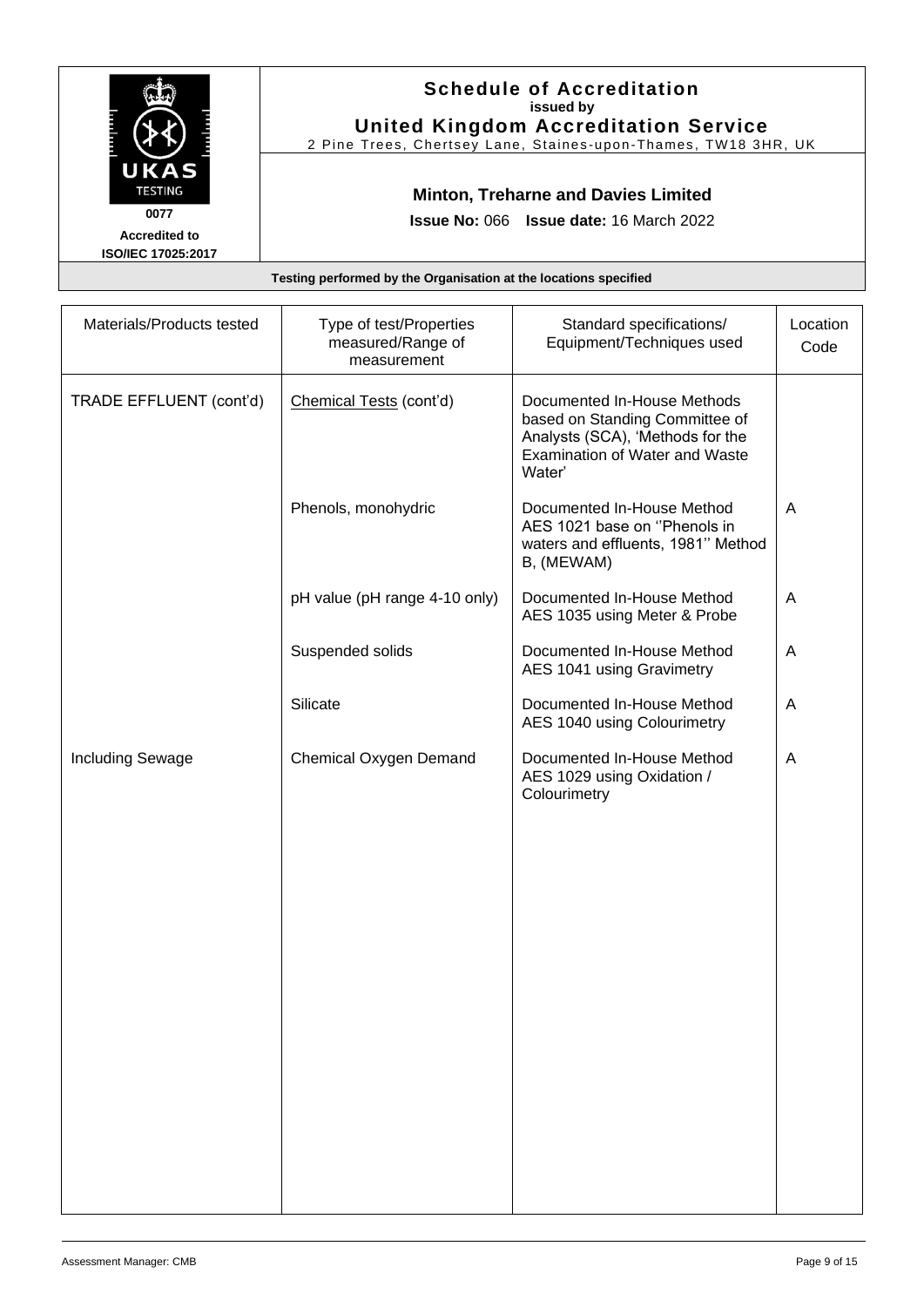# Schedule of Accreditation

**issued by**

**United Kingdom Accreditation Service**

2 Pine Trees, Chertsey Lane, Staines-upon-Thames, TW18 3HR, UK

**0077**

**Accredited to ISO/IEC 17025:2017**

## Minton, Treharne and Davies Limited

**Issue No:** 066 **Issue date:** 16 March 2022

**Testing performed by the Organisation at the locations specified**

| Materials/Products tested | Type of test/Properties measured/Range of measurement | Standard specifications/ Equipment/Techniques used | Location Code |
|---|---|---|---|
| TRADE EFFLUENT (cont'd) | Chemical Tests (cont'd) | Documented In-House Methods based on Standing Committee of Analysts (SCA), 'Methods for the Examination of Water and Waste Water' | |
| | Phenols, monohydric | Documented In-House Method AES 1021 base on ''Phenols in waters and effluents, 1981'' Method B, (MEWAM) | A |
| | pH value (pH range 4-10 only) | Documented In-House Method AES 1035 using Meter & Probe | A |
| | Suspended solids | Documented In-House Method AES 1041 using Gravimetry | A |
| | Silicate | Documented In-House Method AES 1040 using Colourimetry | A |
| Including Sewage | Chemical Oxygen Demand | Documented In-House Method AES 1029 using Oxidation / Colourimetry | A |

Assessment Manager: CMB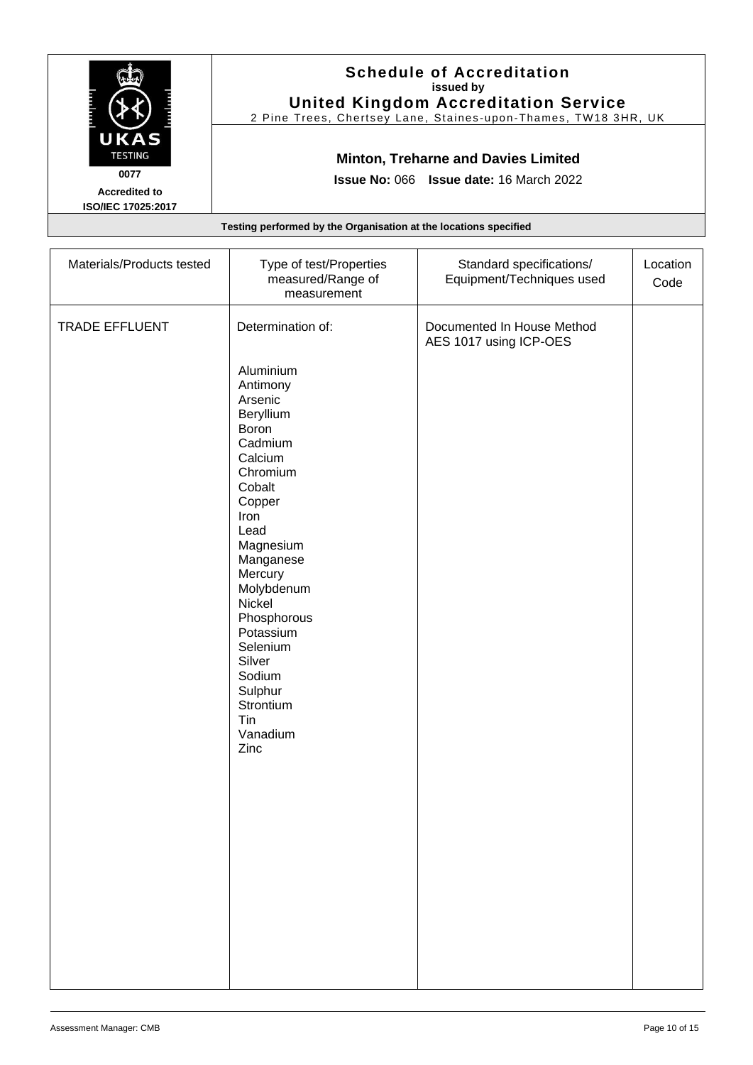**Schedule of Accreditation**
issued by
**United Kingdom Accreditation Service**
2 Pine Trees, Chertsey Lane, Staines-upon-Thames, TW18 3HR, UK

UKAS TESTING 0077

**Accredited to ISO/IEC 17025:2017**

**Minton, Treharne and Davies Limited**

**Issue No:** 066 **Issue date:** 16 March 2022

**Testing performed by the Organisation at the locations specified**

| Materials/Products tested | Type of test/Properties measured/Range of measurement | Standard specifications/ Equipment/Techniques used | Location Code |
|---|---|---|---|
| TRADE EFFLUENT | Determination of:<br><br>Aluminium<br>Antimony<br>Arsenic<br>Beryllium<br>Boron<br>Cadmium<br>Calcium<br>Chromium<br>Cobalt<br>Copper<br>Iron<br>Lead<br>Magnesium<br>Manganese<br>Mercury<br>Molybdenum<br>Nickel<br>Phosphorous<br>Potassium<br>Selenium<br>Silver<br>Sodium<br>Sulphur<br>Strontium<br>Tin<br>Vanadium<br>Zinc | Documented In House Method AES 1017 using ICP-OES | |

Assessment Manager: CMB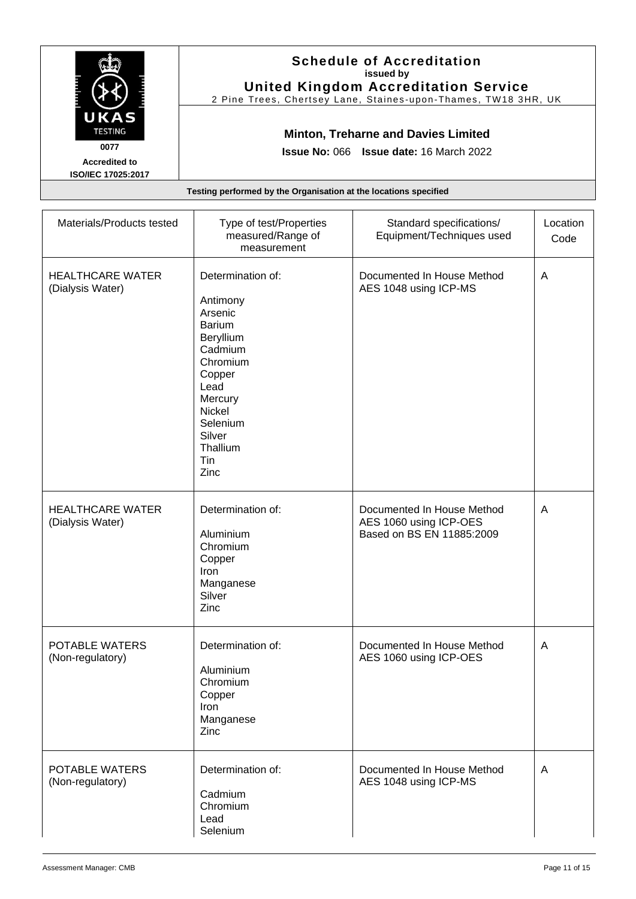**Schedule of Accreditation**
**issued by**
**United Kingdom Accreditation Service**
2 Pine Trees, Chertsey Lane, Staines-upon-Thames, TW18 3HR, UK

UKAS TESTING
0077
**Accredited to ISO/IEC 17025:2017**

**Minton, Treharne and Davies Limited**

**Issue No:** 066 **Issue date:** 16 March 2022

**Testing performed by the Organisation at the locations specified**

| Materials/Products tested | Type of test/Properties measured/Range of measurement | Standard specifications/ Equipment/Techniques used | Location Code |
|---|---|---|---|
| HEALTHCARE WATER (Dialysis Water) | Determination of:<br><br>Antimony<br>Arsenic<br>Barium<br>Beryllium<br>Cadmium<br>Chromium<br>Copper<br>Lead<br>Mercury<br>Nickel<br>Selenium<br>Silver<br>Thallium<br>Tin<br>Zinc | Documented In House Method AES 1048 using ICP-MS | A |
| HEALTHCARE WATER (Dialysis Water) | Determination of:<br><br>Aluminium<br>Chromium<br>Copper<br>Iron<br>Manganese<br>Silver<br>Zinc | Documented In House Method AES 1060 using ICP-OES Based on BS EN 11885:2009 | A |
| POTABLE WATERS (Non-regulatory) | Determination of:<br><br>Aluminium<br>Chromium<br>Copper<br>Iron<br>Manganese<br>Zinc | Documented In House Method AES 1060 using ICP-OES | A |
| POTABLE WATERS (Non-regulatory) | Determination of:<br><br>Cadmium<br>Chromium<br>Lead<br>Selenium | Documented In House Method AES 1048 using ICP-MS | A |

Assessment Manager: CMB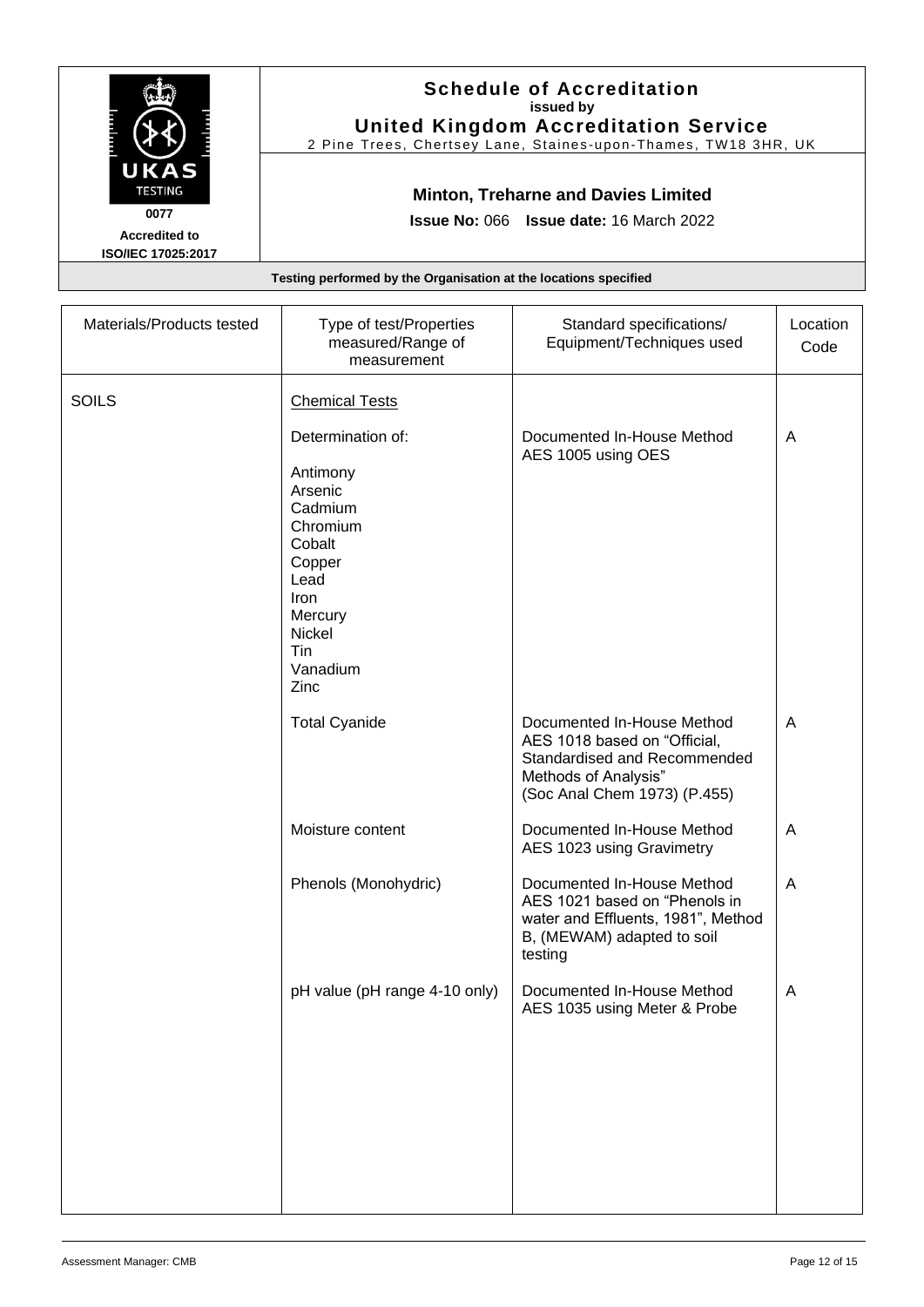# Schedule of Accreditation

**issued by**

**United Kingdom Accreditation Service**

2 Pine Trees, Chertsey Lane, Staines-upon-Thames, TW18 3HR, UK

UKAS TESTING 0077

**Accredited to ISO/IEC 17025:2017**

## Minton, Treharne and Davies Limited

**Issue No:** 066 **Issue date:** 16 March 2022

**Testing performed by the Organisation at the locations specified**

| Materials/Products tested | Type of test/Properties measured/Range of measurement | Standard specifications/ Equipment/Techniques used | Location Code |
|---|---|---|---|
| SOILS | <u>Chemical Tests</u> | | |
| | Determination of:<br><br>Antimony<br>Arsenic<br>Cadmium<br>Chromium<br>Cobalt<br>Copper<br>Lead<br>Iron<br>Mercury<br>Nickel<br>Tin<br>Vanadium<br>Zinc | Documented In-House Method AES 1005 using OES | A |
| | Total Cyanide | Documented In-House Method AES 1018 based on "Official, Standardised and Recommended Methods of Analysis" (Soc Anal Chem 1973) (P.455) | A |
| | Moisture content | Documented In-House Method AES 1023 using Gravimetry | A |
| | Phenols (Monohydric) | Documented In-House Method AES 1021 based on "Phenols in water and Effluents, 1981", Method B, (MEWAM) adapted to soil testing | A |
| | pH value (pH range 4-10 only) | Documented In-House Method AES 1035 using Meter & Probe | A |

Assessment Manager: CMB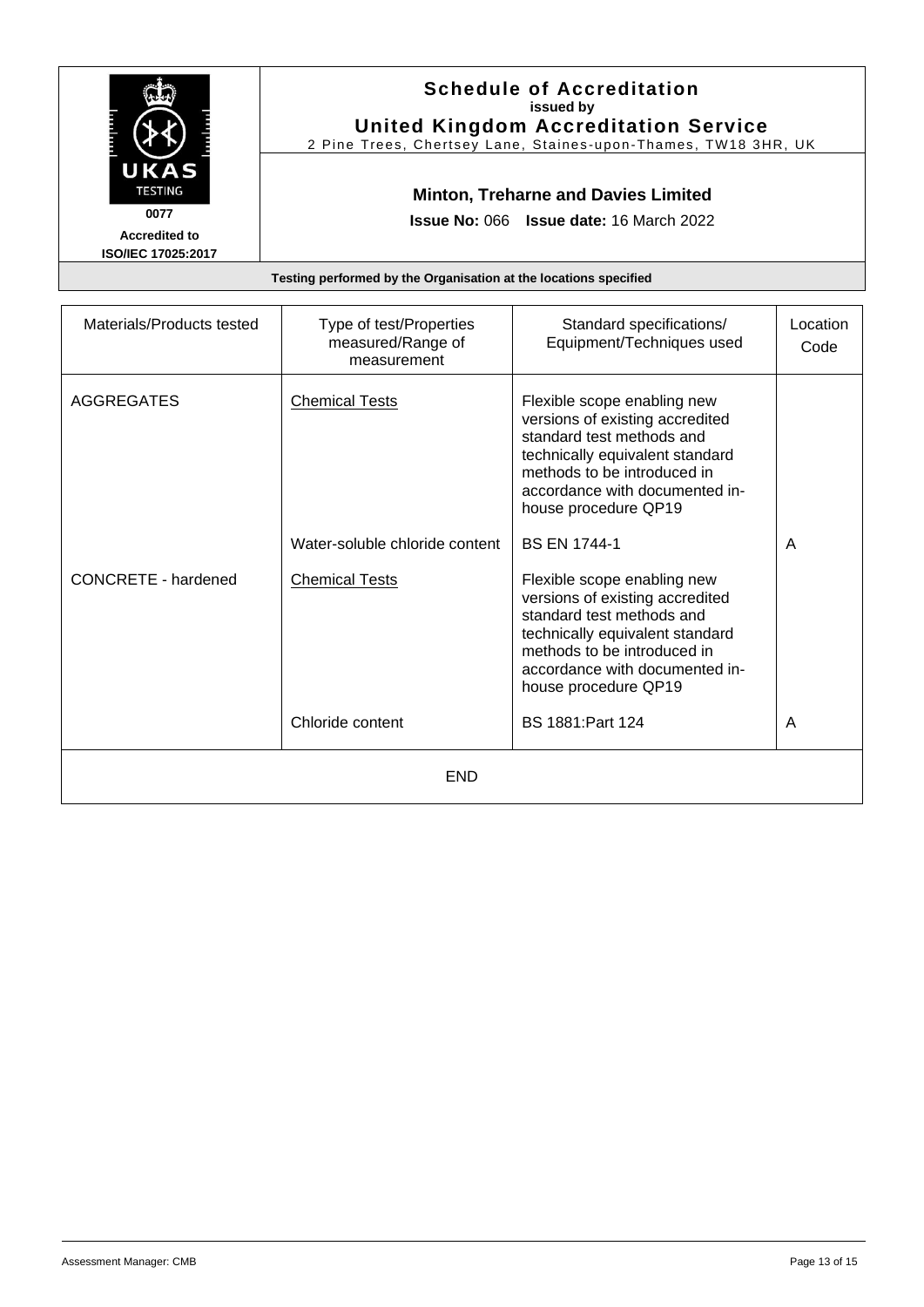# Schedule of Accreditation

**issued by**

**United Kingdom Accreditation Service**

2 Pine Trees, Chertsey Lane, Staines-upon-Thames, TW18 3HR, UK

UKAS TESTING

0077

**Accredited to ISO/IEC 17025:2017**

## Minton, Treharne and Davies Limited

**Issue No:** 066 **Issue date:** 16 March 2022

**Testing performed by the Organisation at the locations specified**

| Materials/Products tested | Type of test/Properties measured/Range of measurement | Standard specifications/ Equipment/Techniques used | Location Code |
|---|---|---|---|
| AGGREGATES | Chemical Tests | Flexible scope enabling new versions of existing accredited standard test methods and technically equivalent standard methods to be introduced in accordance with documented in-house procedure QP19 | |
| | Water-soluble chloride content | BS EN 1744-1 | A |
| CONCRETE - hardened | Chemical Tests | Flexible scope enabling new versions of existing accredited standard test methods and technically equivalent standard methods to be introduced in accordance with documented in-house procedure QP19 | |
| | Chloride content | BS 1881:Part 124 | A |

END

Assessment Manager: CMB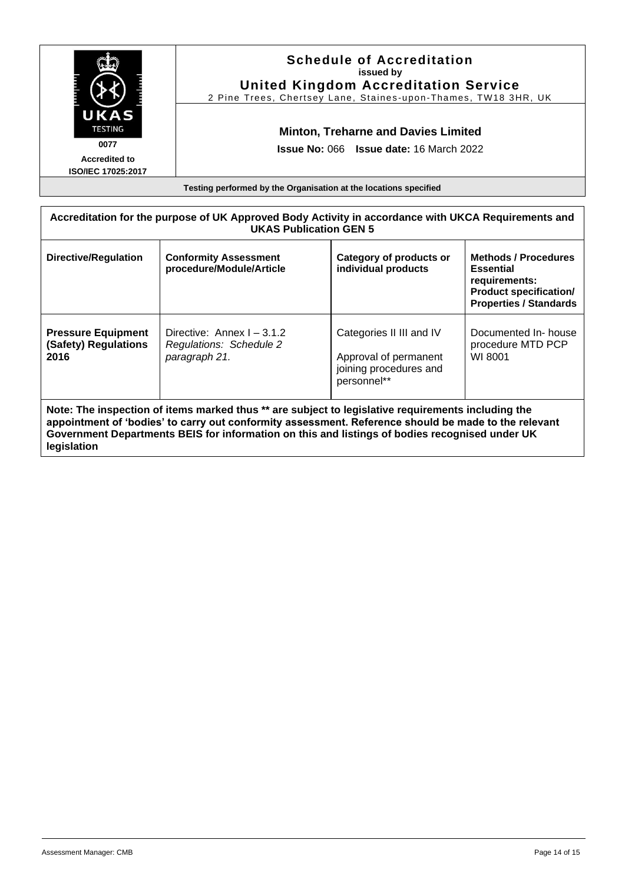**Schedule of Accreditation**
**issued by**
**United Kingdom Accreditation Service**
2 Pine Trees, Chertsey Lane, Staines-upon-Thames, TW18 3HR, UK

**0077**
**Accredited to**
**ISO/IEC 17025:2017**

**Minton, Treharne and Davies Limited**

**Issue No:** 066 **Issue date:** 16 March 2022

**Testing performed by the Organisation at the locations specified**

| **Accreditation for the purpose of UK Approved Body Activity in accordance with UKCA Requirements and UKAS Publication GEN 5** | | | |
|---|---|---|---|
| **Directive/Regulation** | **Conformity Assessment procedure/Module/Article** | **Category of products or individual products** | **Methods / Procedures Essential requirements: Product specification/ Properties / Standards** |
| **Pressure Equipment (Safety) Regulations 2016** | Directive: Annex I – 3.1.2<br>*Regulations: Schedule 2 paragraph 21.* | Categories II III and IV<br><br>Approval of permanent joining procedures and personnel** | Documented In- house procedure MTD PCP WI 8001 |

**Note: The inspection of items marked thus ** are subject to legislative requirements including the appointment of 'bodies' to carry out conformity assessment. Reference should be made to the relevant Government Departments BEIS for information on this and listings of bodies recognised under UK legislation**

Assessment Manager: CMB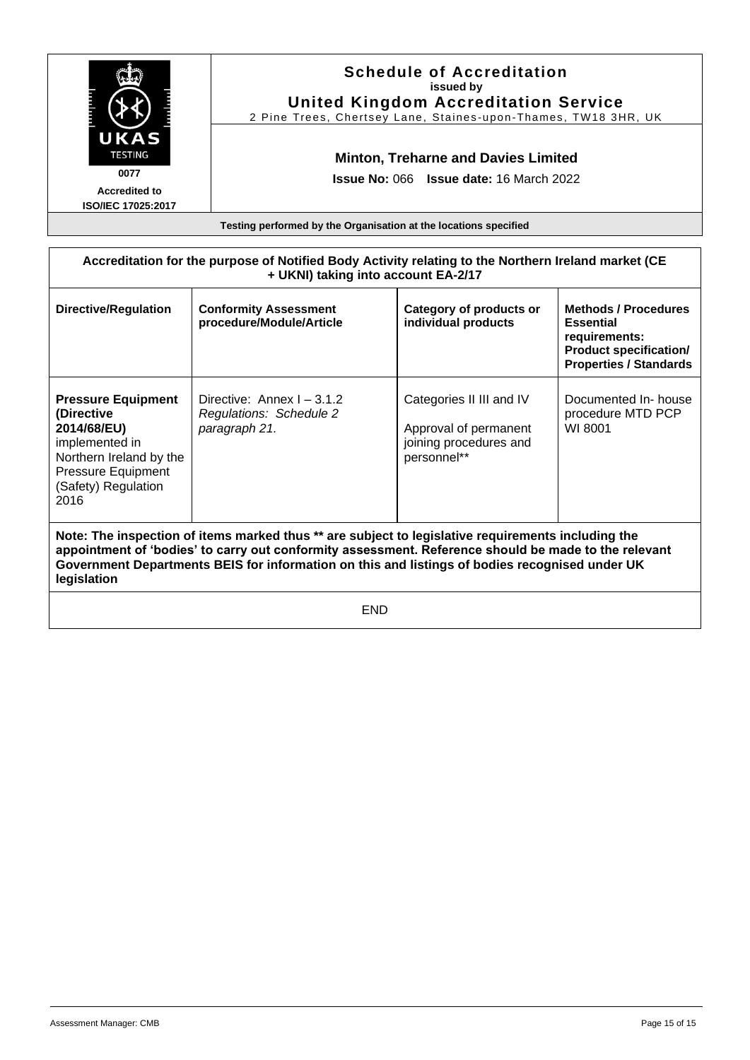**Schedule of Accreditation**
**issued by**
**United Kingdom Accreditation Service**
2 Pine Trees, Chertsey Lane, Staines-upon-Thames, TW18 3HR, UK

UKAS TESTING
**0077**
**Accredited to ISO/IEC 17025:2017**

**Minton, Treharne and Davies Limited**

**Issue No:** 066 **Issue date:** 16 March 2022

**Testing performed by the Organisation at the locations specified**

**Accreditation for the purpose of Notified Body Activity relating to the Northern Ireland market (CE + UKNI) taking into account EA-2/17**

| Directive/Regulation | Conformity Assessment procedure/Module/Article | Category of products or individual products | Methods / Procedures Essential requirements: Product specification/ Properties / Standards |
|---|---|---|---|
| **Pressure Equipment (Directive 2014/68/EU)** implemented in Northern Ireland by the Pressure Equipment (Safety) Regulation 2016 | Directive: Annex I – 3.1.2 *Regulations: Schedule 2 paragraph 21.* | Categories II III and IV<br>Approval of permanent joining procedures and personnel** | Documented In- house procedure MTD PCP WI 8001 |

**Note: The inspection of items marked thus ** are subject to legislative requirements including the appointment of 'bodies' to carry out conformity assessment. Reference should be made to the relevant Government Departments BEIS for information on this and listings of bodies recognised under UK legislation**

END

Assessment Manager: CMB